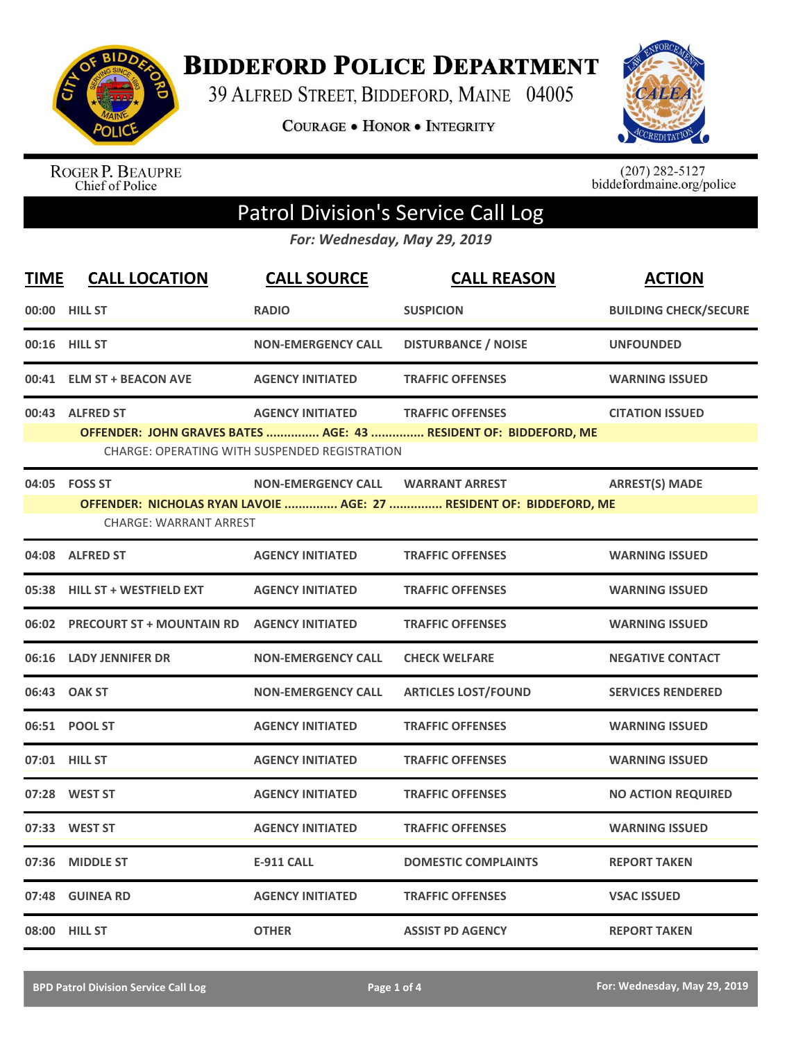# Biddeford Police Department

39 Alfred Street, Biddeford, Maine 04005

**Courage • Honor • Integrity**

Roger P. Beaupre
Chief of Police

(207) 282-5127
biddefordmaine.org/police

## Patrol Division's Service Call Log

*For: Wednesday, May 29, 2019*

| TIME | CALL LOCATION | CALL SOURCE | CALL REASON | ACTION |
|---|---|---|---|---|
| 00:00 | HILL ST | RADIO | SUSPICION | BUILDING CHECK/SECURE |
| 00:16 | HILL ST | NON-EMERGENCY CALL | DISTURBANCE / NOISE | UNFOUNDED |
| 00:41 | ELM ST + BEACON AVE | AGENCY INITIATED | TRAFFIC OFFENSES | WARNING ISSUED |
| 00:43 | ALFRED ST | AGENCY INITIATED | TRAFFIC OFFENSES | CITATION ISSUED |
| | OFFENDER: JOHN GRAVES BATES ............... AGE: 43 ............... RESIDENT OF: BIDDEFORD, ME | | | |
| | CHARGE: OPERATING WITH SUSPENDED REGISTRATION | | | |
| 04:05 | FOSS ST | NON-EMERGENCY CALL | WARRANT ARREST | ARREST(S) MADE |
| | OFFENDER: NICHOLAS RYAN LAVOIE ............... AGE: 27 ............... RESIDENT OF: BIDDEFORD, ME | | | |
| | CHARGE: WARRANT ARREST | | | |
| 04:08 | ALFRED ST | AGENCY INITIATED | TRAFFIC OFFENSES | WARNING ISSUED |
| 05:38 | HILL ST + WESTFIELD EXT | AGENCY INITIATED | TRAFFIC OFFENSES | WARNING ISSUED |
| 06:02 | PRECOURT ST + MOUNTAIN RD | AGENCY INITIATED | TRAFFIC OFFENSES | WARNING ISSUED |
| 06:16 | LADY JENNIFER DR | NON-EMERGENCY CALL | CHECK WELFARE | NEGATIVE CONTACT |
| 06:43 | OAK ST | NON-EMERGENCY CALL | ARTICLES LOST/FOUND | SERVICES RENDERED |
| 06:51 | POOL ST | AGENCY INITIATED | TRAFFIC OFFENSES | WARNING ISSUED |
| 07:01 | HILL ST | AGENCY INITIATED | TRAFFIC OFFENSES | WARNING ISSUED |
| 07:28 | WEST ST | AGENCY INITIATED | TRAFFIC OFFENSES | NO ACTION REQUIRED |
| 07:33 | WEST ST | AGENCY INITIATED | TRAFFIC OFFENSES | WARNING ISSUED |
| 07:36 | MIDDLE ST | E-911 CALL | DOMESTIC COMPLAINTS | REPORT TAKEN |
| 07:48 | GUINEA RD | AGENCY INITIATED | TRAFFIC OFFENSES | VSAC ISSUED |
| 08:00 | HILL ST | OTHER | ASSIST PD AGENCY | REPORT TAKEN |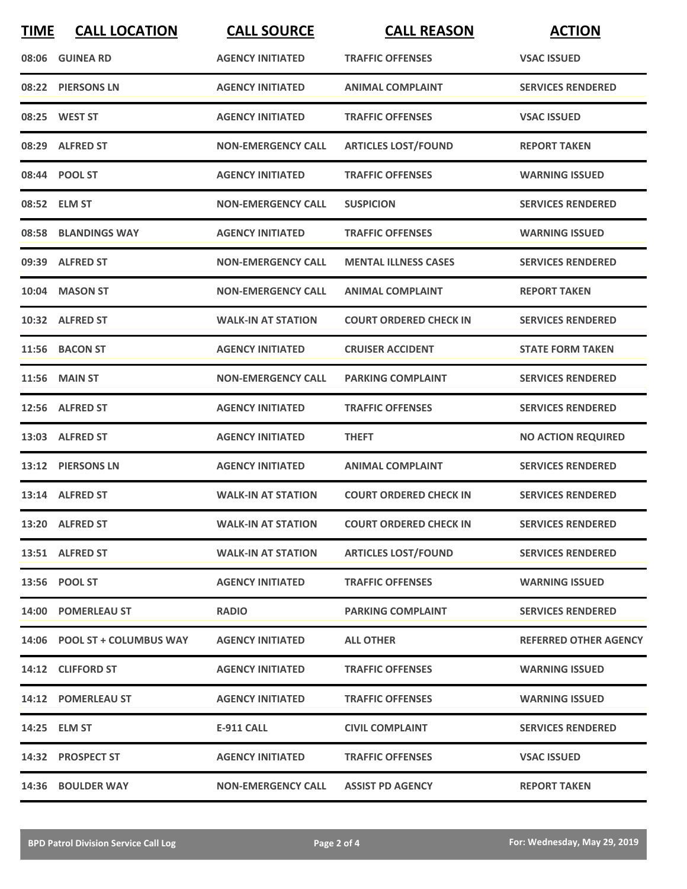| TIME | CALL LOCATION | CALL SOURCE | CALL REASON | ACTION |
|---|---|---|---|---|
| 08:06 | GUINEA RD | AGENCY INITIATED | TRAFFIC OFFENSES | VSAC ISSUED |
| 08:22 | PIERSONS LN | AGENCY INITIATED | ANIMAL COMPLAINT | SERVICES RENDERED |
| 08:25 | WEST ST | AGENCY INITIATED | TRAFFIC OFFENSES | VSAC ISSUED |
| 08:29 | ALFRED ST | NON-EMERGENCY CALL | ARTICLES LOST/FOUND | REPORT TAKEN |
| 08:44 | POOL ST | AGENCY INITIATED | TRAFFIC OFFENSES | WARNING ISSUED |
| 08:52 | ELM ST | NON-EMERGENCY CALL | SUSPICION | SERVICES RENDERED |
| 08:58 | BLANDINGS WAY | AGENCY INITIATED | TRAFFIC OFFENSES | WARNING ISSUED |
| 09:39 | ALFRED ST | NON-EMERGENCY CALL | MENTAL ILLNESS CASES | SERVICES RENDERED |
| 10:04 | MASON ST | NON-EMERGENCY CALL | ANIMAL COMPLAINT | REPORT TAKEN |
| 10:32 | ALFRED ST | WALK-IN AT STATION | COURT ORDERED CHECK IN | SERVICES RENDERED |
| 11:56 | BACON ST | AGENCY INITIATED | CRUISER ACCIDENT | STATE FORM TAKEN |
| 11:56 | MAIN ST | NON-EMERGENCY CALL | PARKING COMPLAINT | SERVICES RENDERED |
| 12:56 | ALFRED ST | AGENCY INITIATED | TRAFFIC OFFENSES | SERVICES RENDERED |
| 13:03 | ALFRED ST | AGENCY INITIATED | THEFT | NO ACTION REQUIRED |
| 13:12 | PIERSONS LN | AGENCY INITIATED | ANIMAL COMPLAINT | SERVICES RENDERED |
| 13:14 | ALFRED ST | WALK-IN AT STATION | COURT ORDERED CHECK IN | SERVICES RENDERED |
| 13:20 | ALFRED ST | WALK-IN AT STATION | COURT ORDERED CHECK IN | SERVICES RENDERED |
| 13:51 | ALFRED ST | WALK-IN AT STATION | ARTICLES LOST/FOUND | SERVICES RENDERED |
| 13:56 | POOL ST | AGENCY INITIATED | TRAFFIC OFFENSES | WARNING ISSUED |
| 14:00 | POMERLEAU ST | RADIO | PARKING COMPLAINT | SERVICES RENDERED |
| 14:06 | POOL ST + COLUMBUS WAY | AGENCY INITIATED | ALL OTHER | REFERRED OTHER AGENCY |
| 14:12 | CLIFFORD ST | AGENCY INITIATED | TRAFFIC OFFENSES | WARNING ISSUED |
| 14:12 | POMERLEAU ST | AGENCY INITIATED | TRAFFIC OFFENSES | WARNING ISSUED |
| 14:25 | ELM ST | E-911 CALL | CIVIL COMPLAINT | SERVICES RENDERED |
| 14:32 | PROSPECT ST | AGENCY INITIATED | TRAFFIC OFFENSES | VSAC ISSUED |
| 14:36 | BOULDER WAY | NON-EMERGENCY CALL | ASSIST PD AGENCY | REPORT TAKEN |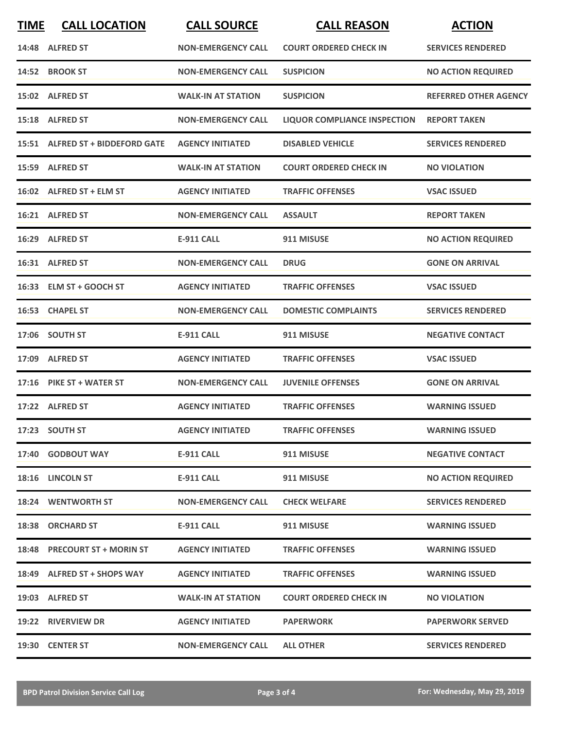| TIME | CALL LOCATION | CALL SOURCE | CALL REASON | ACTION |
|---|---|---|---|---|
| 14:48 | ALFRED ST | NON-EMERGENCY CALL | COURT ORDERED CHECK IN | SERVICES RENDERED |
| 14:52 | BROOK ST | NON-EMERGENCY CALL | SUSPICION | NO ACTION REQUIRED |
| 15:02 | ALFRED ST | WALK-IN AT STATION | SUSPICION | REFERRED OTHER AGENCY |
| 15:18 | ALFRED ST | NON-EMERGENCY CALL | LIQUOR COMPLIANCE INSPECTION | REPORT TAKEN |
| 15:51 | ALFRED ST + BIDDEFORD GATE | AGENCY INITIATED | DISABLED VEHICLE | SERVICES RENDERED |
| 15:59 | ALFRED ST | WALK-IN AT STATION | COURT ORDERED CHECK IN | NO VIOLATION |
| 16:02 | ALFRED ST + ELM ST | AGENCY INITIATED | TRAFFIC OFFENSES | VSAC ISSUED |
| 16:21 | ALFRED ST | NON-EMERGENCY CALL | ASSAULT | REPORT TAKEN |
| 16:29 | ALFRED ST | E-911 CALL | 911 MISUSE | NO ACTION REQUIRED |
| 16:31 | ALFRED ST | NON-EMERGENCY CALL | DRUG | GONE ON ARRIVAL |
| 16:33 | ELM ST + GOOCH ST | AGENCY INITIATED | TRAFFIC OFFENSES | VSAC ISSUED |
| 16:53 | CHAPEL ST | NON-EMERGENCY CALL | DOMESTIC COMPLAINTS | SERVICES RENDERED |
| 17:06 | SOUTH ST | E-911 CALL | 911 MISUSE | NEGATIVE CONTACT |
| 17:09 | ALFRED ST | AGENCY INITIATED | TRAFFIC OFFENSES | VSAC ISSUED |
| 17:16 | PIKE ST + WATER ST | NON-EMERGENCY CALL | JUVENILE OFFENSES | GONE ON ARRIVAL |
| 17:22 | ALFRED ST | AGENCY INITIATED | TRAFFIC OFFENSES | WARNING ISSUED |
| 17:23 | SOUTH ST | AGENCY INITIATED | TRAFFIC OFFENSES | WARNING ISSUED |
| 17:40 | GODBOUT WAY | E-911 CALL | 911 MISUSE | NEGATIVE CONTACT |
| 18:16 | LINCOLN ST | E-911 CALL | 911 MISUSE | NO ACTION REQUIRED |
| 18:24 | WENTWORTH ST | NON-EMERGENCY CALL | CHECK WELFARE | SERVICES RENDERED |
| 18:38 | ORCHARD ST | E-911 CALL | 911 MISUSE | WARNING ISSUED |
| 18:48 | PRECOURT ST + MORIN ST | AGENCY INITIATED | TRAFFIC OFFENSES | WARNING ISSUED |
| 18:49 | ALFRED ST + SHOPS WAY | AGENCY INITIATED | TRAFFIC OFFENSES | WARNING ISSUED |
| 19:03 | ALFRED ST | WALK-IN AT STATION | COURT ORDERED CHECK IN | NO VIOLATION |
| 19:22 | RIVERVIEW DR | AGENCY INITIATED | PAPERWORK | PAPERWORK SERVED |
| 19:30 | CENTER ST | NON-EMERGENCY CALL | ALL OTHER | SERVICES RENDERED |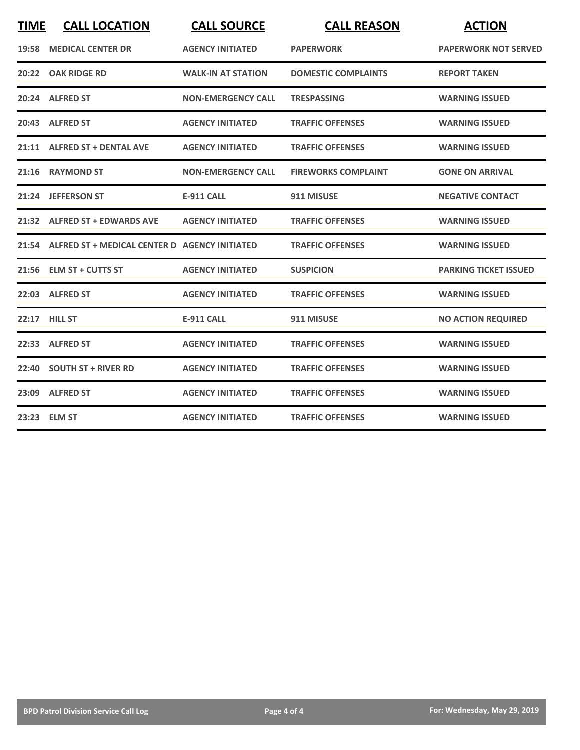| TIME | CALL LOCATION | CALL SOURCE | CALL REASON | ACTION |
| --- | --- | --- | --- | --- |
| 19:58 | MEDICAL CENTER DR | AGENCY INITIATED | PAPERWORK | PAPERWORK NOT SERVED |
| 20:22 | OAK RIDGE RD | WALK-IN AT STATION | DOMESTIC COMPLAINTS | REPORT TAKEN |
| 20:24 | ALFRED ST | NON-EMERGENCY CALL | TRESPASSING | WARNING ISSUED |
| 20:43 | ALFRED ST | AGENCY INITIATED | TRAFFIC OFFENSES | WARNING ISSUED |
| 21:11 | ALFRED ST + DENTAL AVE | AGENCY INITIATED | TRAFFIC OFFENSES | WARNING ISSUED |
| 21:16 | RAYMOND ST | NON-EMERGENCY CALL | FIREWORKS COMPLAINT | GONE ON ARRIVAL |
| 21:24 | JEFFERSON ST | E-911 CALL | 911 MISUSE | NEGATIVE CONTACT |
| 21:32 | ALFRED ST + EDWARDS AVE | AGENCY INITIATED | TRAFFIC OFFENSES | WARNING ISSUED |
| 21:54 | ALFRED ST + MEDICAL CENTER D | AGENCY INITIATED | TRAFFIC OFFENSES | WARNING ISSUED |
| 21:56 | ELM ST + CUTTS ST | AGENCY INITIATED | SUSPICION | PARKING TICKET ISSUED |
| 22:03 | ALFRED ST | AGENCY INITIATED | TRAFFIC OFFENSES | WARNING ISSUED |
| 22:17 | HILL ST | E-911 CALL | 911 MISUSE | NO ACTION REQUIRED |
| 22:33 | ALFRED ST | AGENCY INITIATED | TRAFFIC OFFENSES | WARNING ISSUED |
| 22:40 | SOUTH ST + RIVER RD | AGENCY INITIATED | TRAFFIC OFFENSES | WARNING ISSUED |
| 23:09 | ALFRED ST | AGENCY INITIATED | TRAFFIC OFFENSES | WARNING ISSUED |
| 23:23 | ELM ST | AGENCY INITIATED | TRAFFIC OFFENSES | WARNING ISSUED |